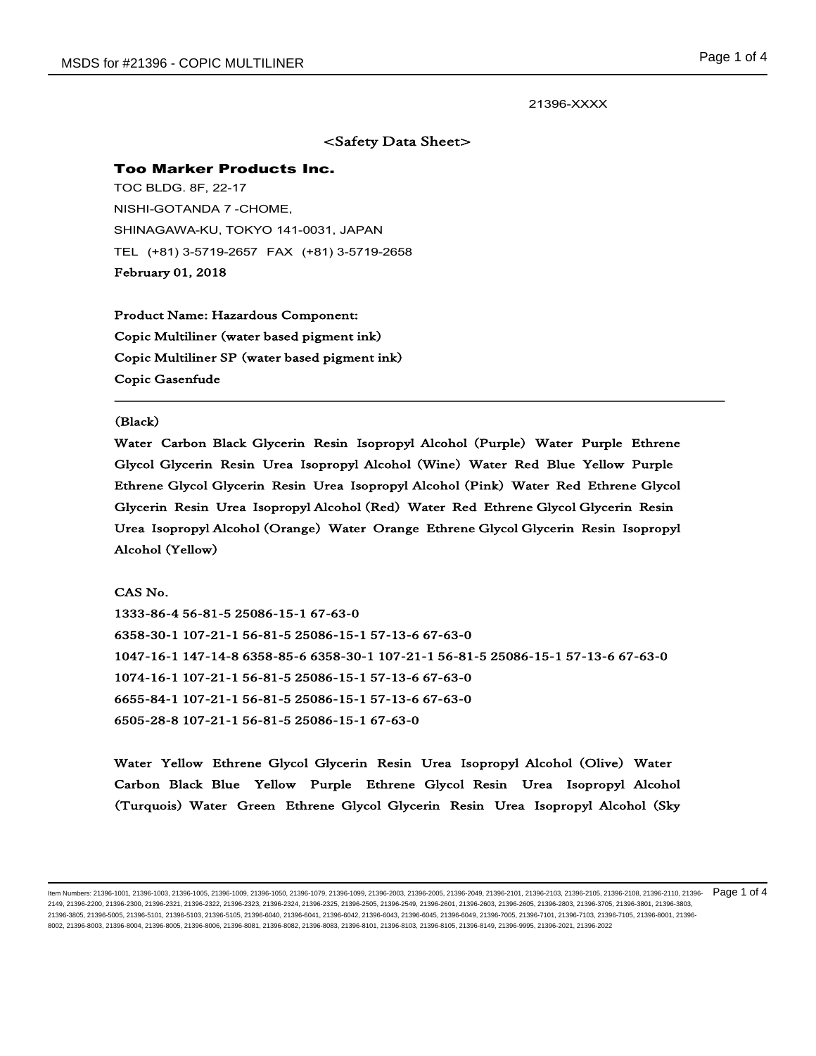21396-XXXX

## <Safety Data Sheet>

**Too Marker Products Inc.**

TOC BLDG. 8F, 22-17
NISHI-GOTANDA 7 -CHOME,
SHINAGAWA-KU, TOKYO 141-0031, JAPAN
TEL (+81) 3-5719-2657 FAX (+81) 3-5719-2658
**February 01, 2018**

**Product Name: Hazardous Component:**
**Copic Multiliner (water based pigment ink)**
**Copic Multiliner SP (water based pigment ink)**
**Copic Gasenfude**

---

(Black)

Water Carbon Black Glycerin Resin Isopropyl Alcohol (Purple) Water Purple Ethrene Glycol Glycerin Resin Urea Isopropyl Alcohol (Wine) Water Red Blue Yellow Purple Ethrene Glycol Glycerin Resin Urea Isopropyl Alcohol (Pink) Water Red Ethrene Glycol Glycerin Resin Urea Isopropyl Alcohol (Red) Water Red Ethrene Glycol Glycerin Resin Urea Isopropyl Alcohol (Orange) Water Orange Ethrene Glycol Glycerin Resin Isopropyl Alcohol (Yellow)

CAS No.
1333-86-4 56-81-5 25086-15-1 67-63-0
6358-30-1 107-21-1 56-81-5 25086-15-1 57-13-6 67-63-0
1047-16-1 147-14-8 6358-85-6 6358-30-1 107-21-1 56-81-5 25086-15-1 57-13-6 67-63-0
1074-16-1 107-21-1 56-81-5 25086-15-1 57-13-6 67-63-0
6655-84-1 107-21-1 56-81-5 25086-15-1 57-13-6 67-63-0
6505-28-8 107-21-1 56-81-5 25086-15-1 67-63-0

Water Yellow Ethrene Glycol Glycerin Resin Urea Isopropyl Alcohol (Olive) Water Carbon Black Blue Yellow Purple Ethrene Glycol Resin Urea Isopropyl Alcohol (Turquois) Water Green Ethrene Glycol Glycerin Resin Urea Isopropyl Alcohol (Sky

Item Numbers: 21396-1001, 21396-1003, 21396-1005, 21396-1009, 21396-1050, 21396-1079, 21396-1099, 21396-2003, 21396-2005, 21396-2049, 21396-2101, 21396-2103, 21396-2105, 21396-2108, 21396-2110, 21396-2149, 21396-2200, 21396-2300, 21396-2321, 21396-2322, 21396-2323, 21396-2324, 21396-2325, 21396-2505, 21396-2549, 21396-2601, 21396-2603, 21396-2605, 21396-2803, 21396-3705, 21396-3801, 21396-3803, 21396-3805, 21396-5005, 21396-5101, 21396-5103, 21396-5105, 21396-6040, 21396-6041, 21396-6042, 21396-6043, 21396-6045, 21396-6049, 21396-7005, 21396-7101, 21396-7103, 21396-7105, 21396-8001, 21396-8002, 21396-8003, 21396-8004, 21396-8005, 21396-8006, 21396-8081, 21396-8082, 21396-8083, 21396-8101, 21396-8103, 21396-8105, 21396-8149, 21396-9995, 21396-2021, 21396-2022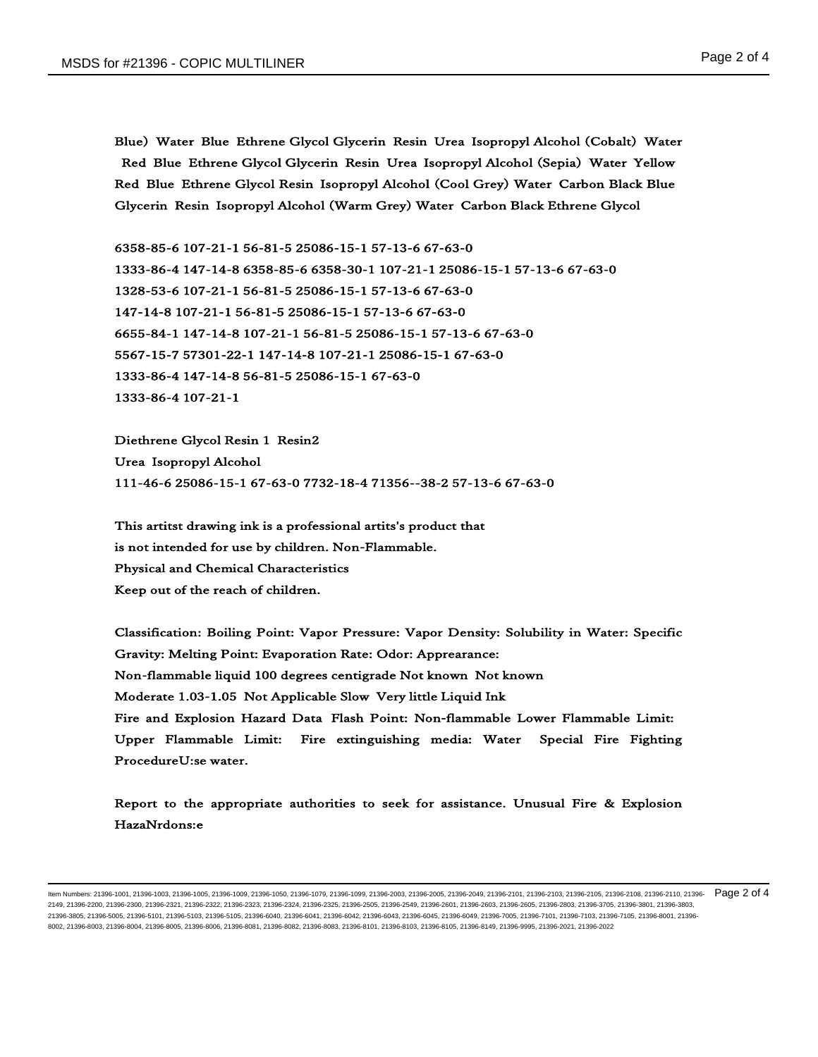Blue) Water Blue Ethrene Glycol Glycerin Resin Urea Isopropyl Alcohol (Cobalt) Water Red Blue Ethrene Glycol Glycerin Resin Urea Isopropyl Alcohol (Sepia) Water Yellow Red Blue Ethrene Glycol Resin Isopropyl Alcohol (Cool Grey) Water Carbon Black Blue Glycerin Resin Isopropyl Alcohol (Warm Grey) Water Carbon Black Ethrene Glycol

6358-85-6 107-21-1 56-81-5 25086-15-1 57-13-6 67-63-0
1333-86-4 147-14-8 6358-85-6 6358-30-1 107-21-1 25086-15-1 57-13-6 67-63-0
1328-53-6 107-21-1 56-81-5 25086-15-1 57-13-6 67-63-0
147-14-8 107-21-1 56-81-5 25086-15-1 57-13-6 67-63-0
6655-84-1 147-14-8 107-21-1 56-81-5 25086-15-1 57-13-6 67-63-0
5567-15-7 57301-22-1 147-14-8 107-21-1 25086-15-1 67-63-0
1333-86-4 147-14-8 56-81-5 25086-15-1 67-63-0
1333-86-4 107-21-1

Diethrene Glycol Resin 1 Resin2
Urea Isopropyl Alcohol
111-46-6 25086-15-1 67-63-0 7732-18-4 71356--38-2 57-13-6 67-63-0

This artitst drawing ink is a professional artits's product that
is not intended for use by children. Non-Flammable.
Physical and Chemical Characteristics
Keep out of the reach of children.

Classification: Boiling Point: Vapor Pressure: Vapor Density: Solubility in Water: Specific Gravity: Melting Point: Evaporation Rate: Odor: Appearance:
Non-flammable liquid 100 degrees centigrade Not known Not known
Moderate 1.03-1.05 Not Applicable Slow Very little Liquid Ink
Fire and Explosion Hazard Data Flash Point: Non-flammable Lower Flammable Limit: Upper Flammable Limit: Fire extinguishing media: Water Special Fire Fighting ProcedureU:se water.

Report to the appropriate authorities to seek for assistance. Unusual Fire & Explosion HazaNrdons:e

Item Numbers: 21396-1001, 21396-1003, 21396-1005, 21396-1009, 21396-1050, 21396-1079, 21396-1099, 21396-2003, 21396-2005, 21396-2049, 21396-2101, 21396-2103, 21396-2105, 21396-2108, 21396-2110, 21396-2149, 21396-2200, 21396-2300, 21396-2321, 21396-2322, 21396-2323, 21396-2324, 21396-2325, 21396-2505, 21396-2549, 21396-2601, 21396-2603, 21396-2605, 21396-2803, 21396-3705, 21396-3801, 21396-3803, 21396-3805, 21396-5005, 21396-5101, 21396-5103, 21396-5105, 21396-6040, 21396-6041, 21396-6042, 21396-6043, 21396-6045, 21396-6049, 21396-7005, 21396-7101, 21396-7103, 21396-7105, 21396-8001, 21396-8002, 21396-8003, 21396-8004, 21396-8005, 21396-8006, 21396-8081, 21396-8082, 21396-8083, 21396-8101, 21396-8103, 21396-8105, 21396-8149, 21396-9995, 21396-2021, 21396-2022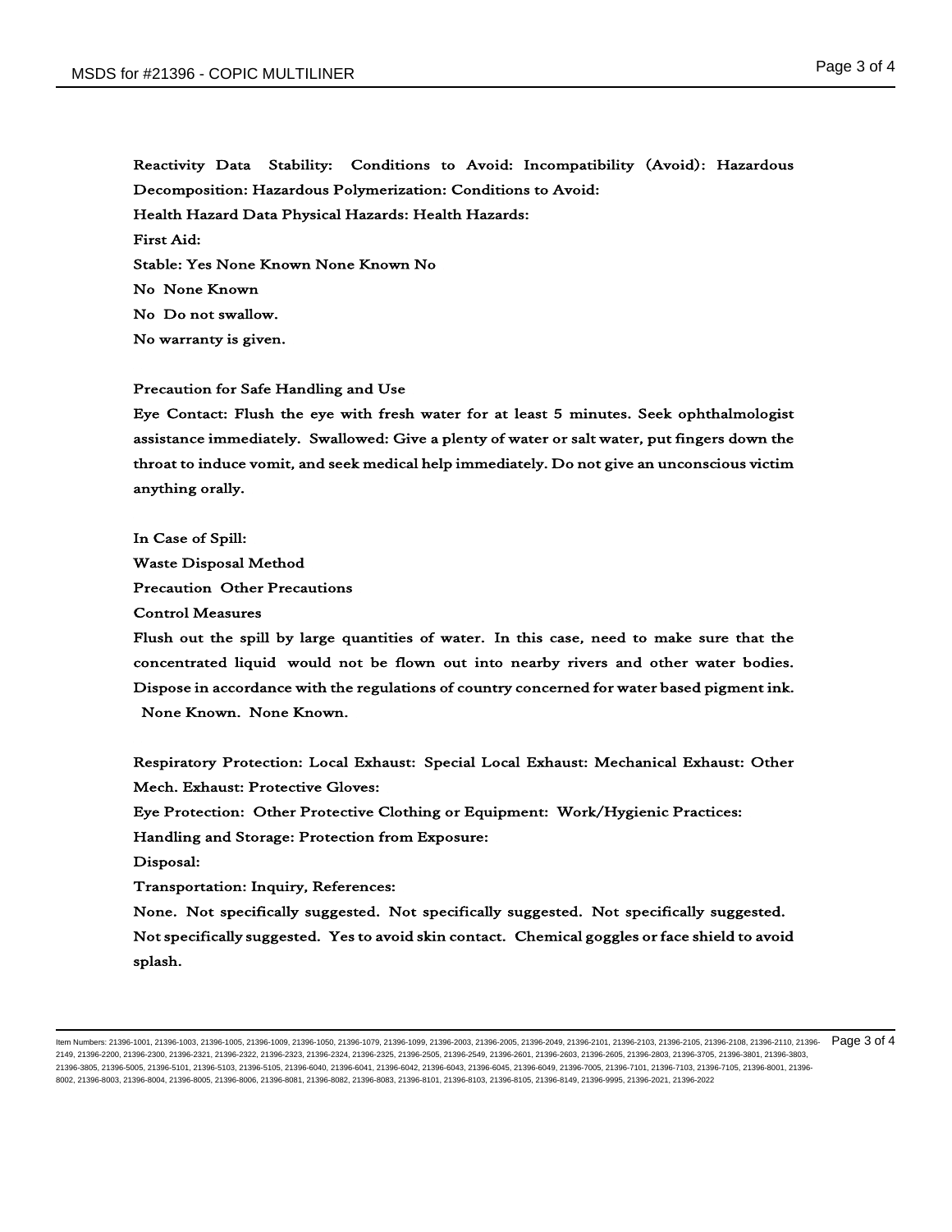**Reactivity Data Stability: Conditions to Avoid: Incompatibility (Avoid): Hazardous Decomposition: Hazardous Polymerization: Conditions to Avoid:**

**Health Hazard Data Physical Hazards: Health Hazards:**

**First Aid:**

**Stable: Yes None Known None Known No**

**No None Known**

**No Do not swallow.**

**No warranty is given.**

**Precaution for Safe Handling and Use**

**Eye Contact: Flush the eye with fresh water for at least 5 minutes. Seek ophthalmologist assistance immediately. Swallowed: Give a plenty of water or salt water, put fingers down the throat to induce vomit, and seek medical help immediately. Do not give an unconscious victim anything orally.**

**In Case of Spill:**

**Waste Disposal Method**

**Precaution Other Precautions**

**Control Measures**

**Flush out the spill by large quantities of water. In this case, need to make sure that the concentrated liquid would not be flown out into nearby rivers and other water bodies. Dispose in accordance with the regulations of country concerned for water based pigment ink. None Known. None Known.**

**Respiratory Protection: Local Exhaust: Special Local Exhaust: Mechanical Exhaust: Other Mech. Exhaust: Protective Gloves:**

**Eye Protection: Other Protective Clothing or Equipment: Work/Hygienic Practices:**

**Handling and Storage: Protection from Exposure:**

**Disposal:**

**Transportation: Inquiry, References:**

**None. Not specifically suggested. Not specifically suggested. Not specifically suggested. Not specifically suggested. Yes to avoid skin contact. Chemical goggles or face shield to avoid splash.**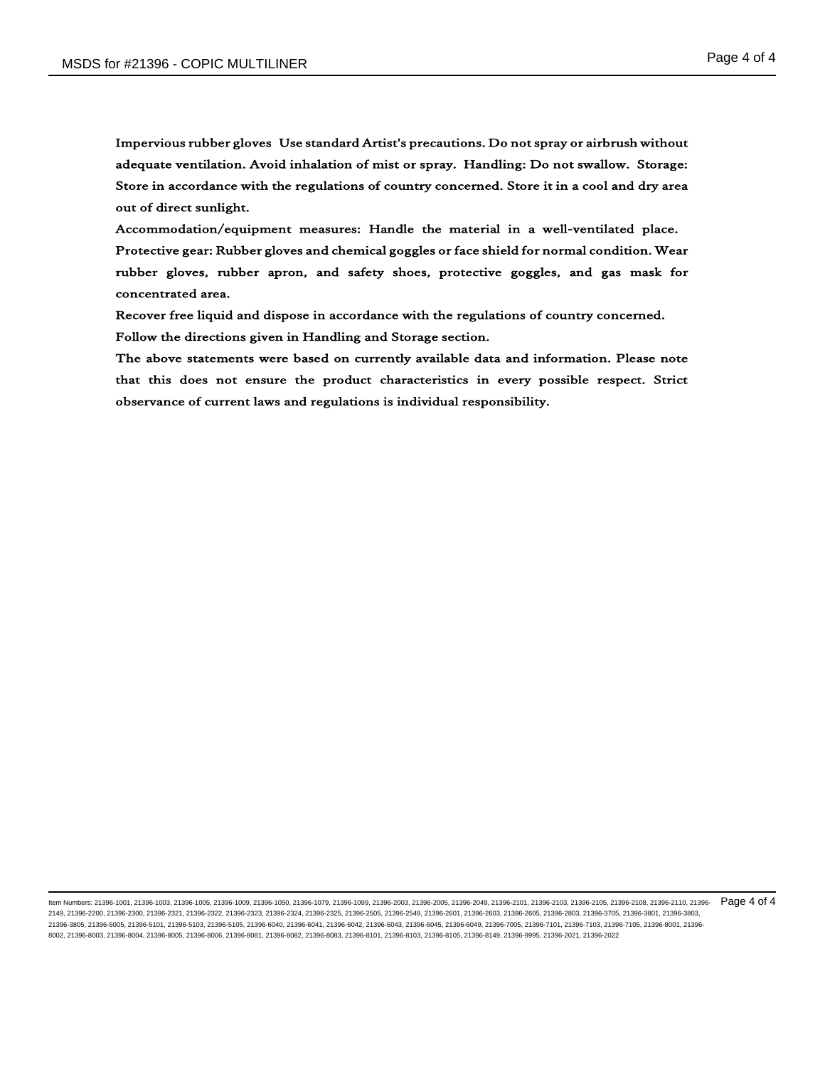**Impervious rubber gloves Use standard Artist's precautions. Do not spray or airbrush without adequate ventilation. Avoid inhalation of mist or spray. Handling: Do not swallow. Storage: Store in accordance with the regulations of country concerned. Store it in a cool and dry area out of direct sunlight.**

**Accommodation/equipment measures: Handle the material in a well-ventilated place.**

**Protective gear: Rubber gloves and chemical goggles or face shield for normal condition. Wear rubber gloves, rubber apron, and safety shoes, protective goggles, and gas mask for concentrated area.**

**Recover free liquid and dispose in accordance with the regulations of country concerned.**

**Follow the directions given in Handling and Storage section.**

**The above statements were based on currently available data and information. Please note that this does not ensure the product characteristics in every possible respect. Strict observance of current laws and regulations is individual responsibility.**